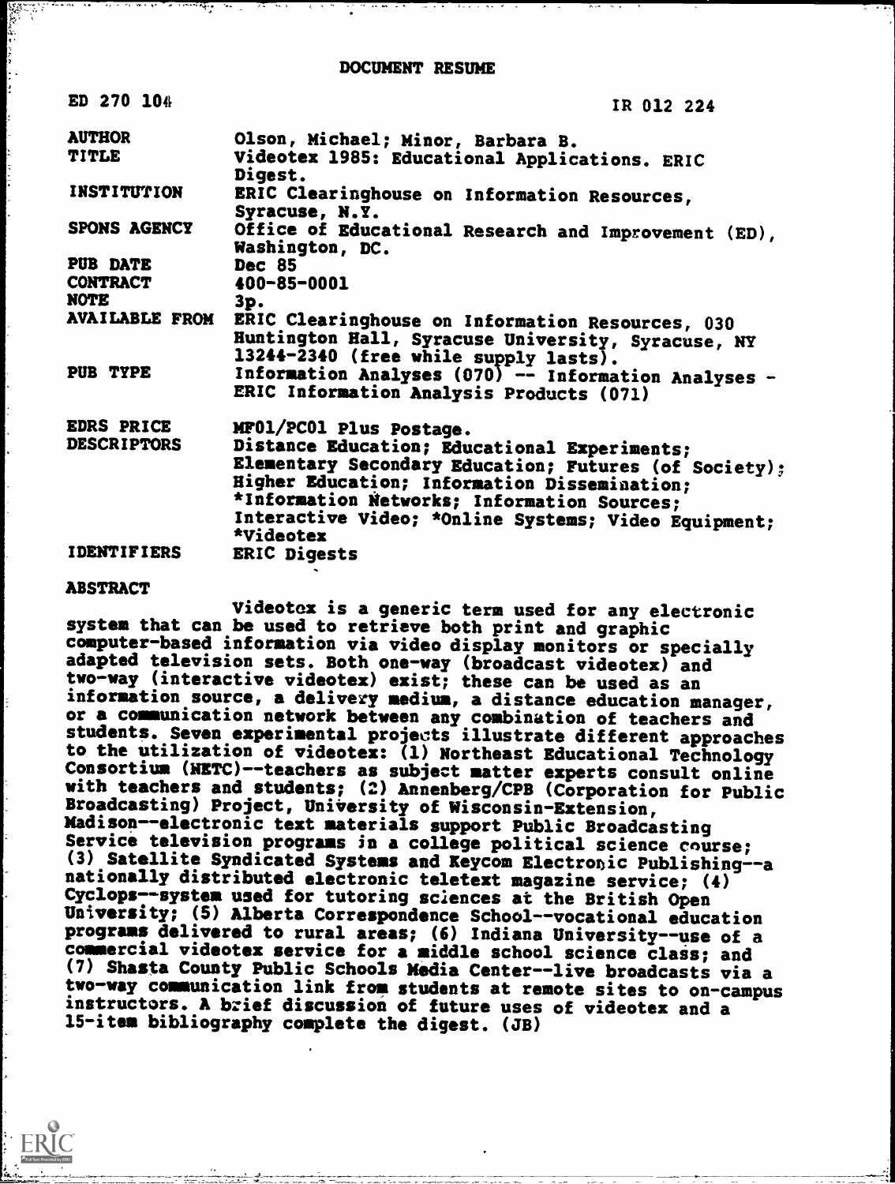# DOCUMENT RESUME

ED 270 104 IR 012 224

| | |
|---|---|
| AUTHOR | Olson, Michael; Minor, Barbara B. |
| TITLE | Videotex 1985: Educational Applications. ERIC Digest. |
| INSTITUTION | ERIC Clearinghouse on Information Resources, Syracuse, N.Y. |
| SPONS AGENCY | Office of Educational Research and Improvement (ED), Washington, DC. |
| PUB DATE | Dec 85 |
| CONTRACT | 400-85-0001 |
| NOTE | 3p. |
| AVAILABLE FROM | ERIC Clearinghouse on Information Resources, 030 Huntington Hall, Syracuse University, Syracuse, NY 13244-2340 (free while supply lasts). |
| PUB TYPE | Information Analyses (070) -- Information Analyses - ERIC Information Analysis Products (071) |
| EDRS PRICE | MF01/PC01 Plus Postage. |
| DESCRIPTORS | Distance Education; Educational Experiments; Elementary Secondary Education; Futures (of Society); Higher Education; Information Dissemination; *Information Networks; Information Sources; Interactive Video; *Online Systems; Video Equipment; *Videotex |
| IDENTIFIERS | ERIC Digests |

**ABSTRACT**

Videotex is a generic term used for any electronic system that can be used to retrieve both print and graphic computer-based information via video display monitors or specially adapted television sets. Both one-way (broadcast videotex) and two-way (interactive videotex) exist; these can be used as an information source, a delivery medium, a distance education manager, or a communication network between any combination of teachers and students. Seven experimental projects illustrate different approaches to the utilization of videotex: (1) Northeast Educational Technology Consortium (NETC)--teachers as subject matter experts consult online with teachers and students; (2) Annenberg/CPB (Corporation for Public Broadcasting) Project, University of Wisconsin-Extension, Madison--electronic text materials support Public Broadcasting Service television programs in a college political science course; (3) Satellite Syndicated Systems and Keycom Electronic Publishing--a nationally distributed electronic teletext magazine service; (4) Cyclops--system used for tutoring sciences at the British Open University; (5) Alberta Correspondence School--vocational education programs delivered to rural areas; (6) Indiana University--use of a commercial videotex service for a middle school science class; and (7) Shasta County Public Schools Media Center--live broadcasts via a two-way communication link from students at remote sites to on-campus instructors. A brief discussion of future uses of videotex and a 15-item bibliography complete the digest. (JB)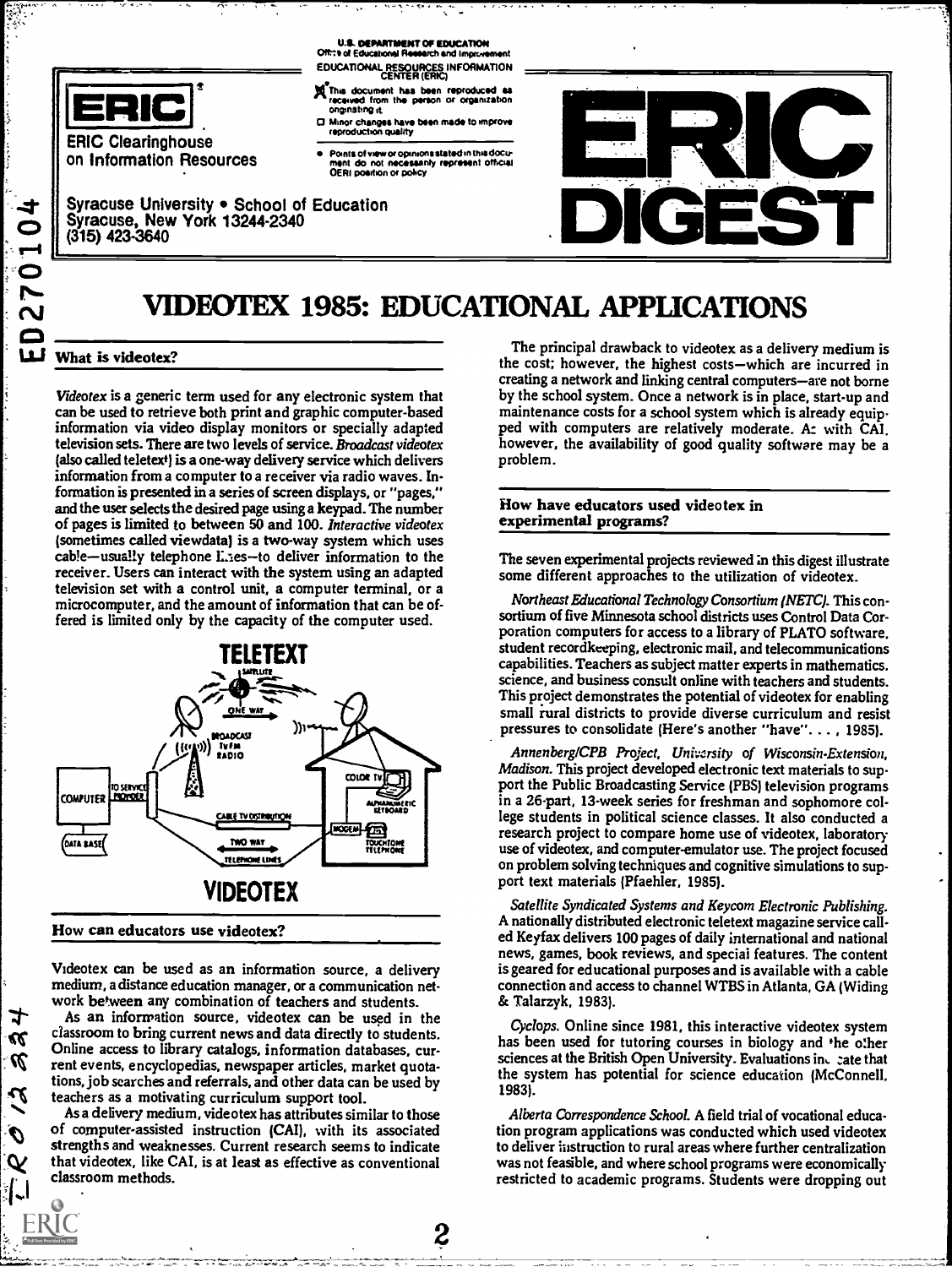U.S. DEPARTMENT OF EDUCATION
Office of Educational Research and Improvement
EDUCATIONAL RESOURCES INFORMATION CENTER (ERIC)

This document has been reproduced as received from the person or organization originating it.

Minor changes have been made to improve reproduction quality

Points of view or opinions stated in this document do not necessarily represent official OERI position or policy

ERIC Clearinghouse on Information Resources

Syracuse University • School of Education
Syracuse, New York 13244-2340
(315) 423-3640

ERIC DIGEST

ED270104

# VIDEOTEX 1985: EDUCATIONAL APPLICATIONS

## What is videotex?

*Videotex* is a generic term used for any electronic system that can be used to retrieve both print and graphic computer-based information via video display monitors or specially adapted television sets. There are two levels of service. *Broadcast videotex* (also called teletext) is a one-way delivery service which delivers information from a computer to a receiver via radio waves. Information is presented in a series of screen displays, or "pages," and the user selects the desired page using a keypad. The number of pages is limited to between 50 and 100. *Interactive videotex* (sometimes called viewdata) is a two-way system which uses cable—usually telephone lines—to deliver information to the receiver. Users can interact with the system using an adapted television set with a control unit, a computer terminal, or a microcomputer, and the amount of information that can be offered is limited only by the capacity of the computer used.

TELETEXT

VIDEOTEX

## How can educators use videotex?

Videotex can be used as an information source, a delivery medium, a distance education manager, or a communication network between any combination of teachers and students.

As an information source, videotex can be used in the classroom to bring current news and data directly to students. Online access to library catalogs, information databases, current events, encyclopedias, newspaper articles, market quotations, job searches and referrals, and other data can be used by teachers as a motivating curriculum support tool.

As a delivery medium, videotex has attributes similar to those of computer-assisted instruction (CAI), with its associated strengths and weaknesses. Current research seems to indicate that videotex, like CAI, is at least as effective as conventional classroom methods.

The principal drawback to videotex as a delivery medium is the cost; however, the highest costs—which are incurred in creating a network and linking central computers—are not borne by the school system. Once a network is in place, start-up and maintenance costs for a school system which is already equipped with computers are relatively moderate. As with CAI, however, the availability of good quality software may be a problem.

## How have educators used videotex in experimental programs?

The seven experimental projects reviewed in this digest illustrate some different approaches to the utilization of videotex.

*Northeast Educational Technology Consortium (NETC).* This consortium of five Minnesota school districts uses Control Data Corporation computers for access to a library of PLATO software, student recordkeeping, electronic mail, and telecommunications capabilities. Teachers as subject matter experts in mathematics, science, and business consult online with teachers and students. This project demonstrates the potential of videotex for enabling small rural districts to provide diverse curriculum and resist pressures to consolidate (Here's another "have". . . , 1985).

*Annenberg/CPB Project, University of Wisconsin-Extension, Madison.* This project developed electronic text materials to support the Public Broadcasting Service (PBS) television programs in a 26-part, 13-week series for freshman and sophomore college students in political science classes. It also conducted a research project to compare home use of videotex, laboratory use of videotex, and computer-emulator use. The project focused on problem solving techniques and cognitive simulations to support text materials (Pfaehler, 1985).

*Satellite Syndicated Systems and Keycom Electronic Publishing.* A nationally distributed electronic teletext magazine service called Keyfax delivers 100 pages of daily international and national news, games, book reviews, and special features. The content is geared for educational purposes and is available with a cable connection and access to channel WTBS in Atlanta, GA (Widing & Talarzyk, 1983).

*Cyclops.* Online since 1981, this interactive videotex system has been used for tutoring courses in biology and the other sciences at the British Open University. Evaluations indicate that the system has potential for science education (McConnell, 1983).

*Alberta Correspondence School.* A field trial of vocational education program applications was conducted which used videotex to deliver instruction to rural areas where further centralization was not feasible, and where school programs were economically restricted to academic programs. Students were dropping out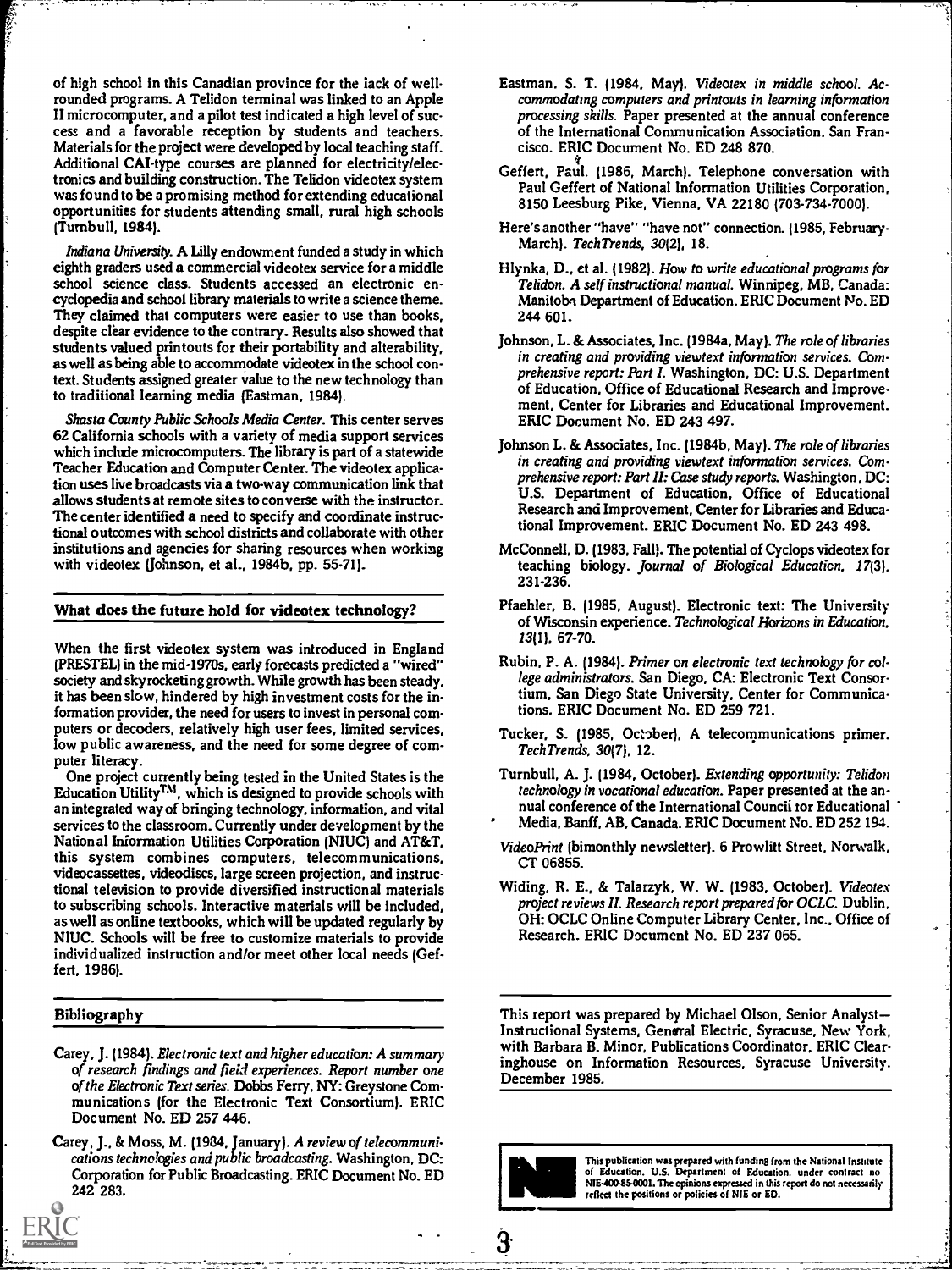of high school in this Canadian province for the lack of well-rounded programs. A Telidon terminal was linked to an Apple II microcomputer, and a pilot test indicated a high level of success and a favorable reception by students and teachers. Materials for the project were developed by local teaching staff. Additional CAI-type courses are planned for electricity/electronics and building construction. The Telidon videotex system was found to be a promising method for extending educational opportunities for students attending small, rural high schools (Turnbull, 1984).

*Indiana University.* A Lilly endowment funded a study in which eighth graders used a commercial videotex service for a middle school science class. Students accessed an electronic encyclopedia and school library materials to write a science theme. They claimed that computers were easier to use than books, despite clear evidence to the contrary. Results also showed that students valued printouts for their portability and alterability, as well as being able to accommodate videotex in the school context. Students assigned greater value to the new technology than to traditional learning media (Eastman, 1984).

*Shasta County Public Schools Media Center.* This center serves 62 California schools with a variety of media support services which include microcomputers. The library is part of a statewide Teacher Education and Computer Center. The videotex application uses live broadcasts via a two-way communication link that allows students at remote sites to converse with the instructor. The center identified a need to specify and coordinate instructional outcomes with school districts and collaborate with other institutions and agencies for sharing resources when working with videotex (Johnson, et al., 1984b, pp. 55-71).

## What does the future hold for videotex technology?

When the first videotex system was introduced in England (PRESTEL) in the mid-1970s, early forecasts predicted a "wired" society and skyrocketing growth. While growth has been steady, it has been slow, hindered by high investment costs for the information provider, the need for users to invest in personal computers or decoders, relatively high user fees, limited services, low public awareness, and the need for some degree of computer literacy.

One project currently being tested in the United States is the Education Utility™, which is designed to provide schools with an integrated way of bringing technology, information, and vital services to the classroom. Currently under development by the National Information Utilities Corporation (NIUC) and AT&T, this system combines computers, telecommunications, videocassettes, videodiscs, large screen projection, and instructional television to provide diversified instructional materials to subscribing schools. Interactive materials will be included, as well as online textbooks, which will be updated regularly by NIUC. Schools will be free to customize materials to provide individualized instruction and/or meet other local needs (Geffert, 1986).

## Bibliography

Carey, J. (1984). *Electronic text and higher education: A summary of research findings and field experiences. Report number one of the Electronic Text series.* Dobbs Ferry, NY: Greystone Communications (for the Electronic Text Consortium). ERIC Document No. ED 257 446.

Carey, J., & Moss, M. (1984, January). *A review of telecommunications technologies and public broadcasting.* Washington, DC: Corporation for Public Broadcasting. ERIC Document No. ED 242 283.

Eastman, S. T. (1984, May). *Videotex in middle school. Accommodating computers and printouts in learning information processing skills.* Paper presented at the annual conference of the International Communication Association. San Francisco. ERIC Document No. ED 248 870.

Geffert, Paul. (1986, March). Telephone conversation with Paul Geffert of National Information Utilities Corporation, 8150 Leesburg Pike, Vienna, VA 22180 (703-734-7000).

Here's another "have" "have not" connection. (1985, February-March). *TechTrends, 30*(2), 18.

Hlynka, D., et al. (1982). *How to write educational programs for Telidon. A self instructional manual.* Winnipeg, MB, Canada: Manitoba Department of Education. ERIC Document No. ED 244 601.

Johnson, L. & Associates, Inc. (1984a, May). *The role of libraries in creating and providing viewtext information services. Comprehensive report: Part I.* Washington, DC: U.S. Department of Education, Office of Educational Research and Improvement, Center for Libraries and Educational Improvement. ERIC Document No. ED 243 497.

Johnson L. & Associates, Inc. (1984b, May). *The role of libraries in creating and providing viewtext information services. Comprehensive report: Part II: Case study reports.* Washington, DC: U.S. Department of Education, Office of Educational Research and Improvement, Center for Libraries and Educational Improvement. ERIC Document No. ED 243 498.

McConnell, D. (1983, Fall). The potential of Cyclops videotex for teaching biology. *Journal of Biological Education, 17*(3), 231-236.

Pfaehler, B. (1985, August). Electronic text: The University of Wisconsin experience. *Technological Horizons in Education, 13*(1), 67-70.

Rubin, P. A. (1984). *Primer on electronic text technology for college administrators.* San Diego, CA: Electronic Text Consortium, San Diego State University, Center for Communications. ERIC Document No. ED 259 721.

Tucker, S. (1985, October). A telecommunications primer. *TechTrends, 30*(7), 12.

Turnbull, A. J. (1984, October). *Extending opportunity: Telidon technology in vocational education.* Paper presented at the annual conference of the International Council for Educational Media, Banff, AB, Canada. ERIC Document No. ED 252 194.

*VideoPrint* (bimonthly newsletter). 6 Prowlitt Street, Norwalk, CT 06855.

Widing, R. E., & Talarzyk, W. W. (1983, October). *Videotex project reviews II. Research report prepared for OCLC.* Dublin, OH: OCLC Online Computer Library Center, Inc., Office of Research. ERIC Document No. ED 237 065.

---

This report was prepared by Michael Olson, Senior Analyst—Instructional Systems, General Electric, Syracuse, New York, with Barbara B. Minor, Publications Coordinator, ERIC Clearinghouse on Information Resources, Syracuse University. December 1985.

This publication was prepared with funding from the National Institute of Education, U.S. Department of Education, under contract no NIE-400-85-0001. The opinions expressed in this report do not necessarily reflect the positions or policies of NIE or ED.